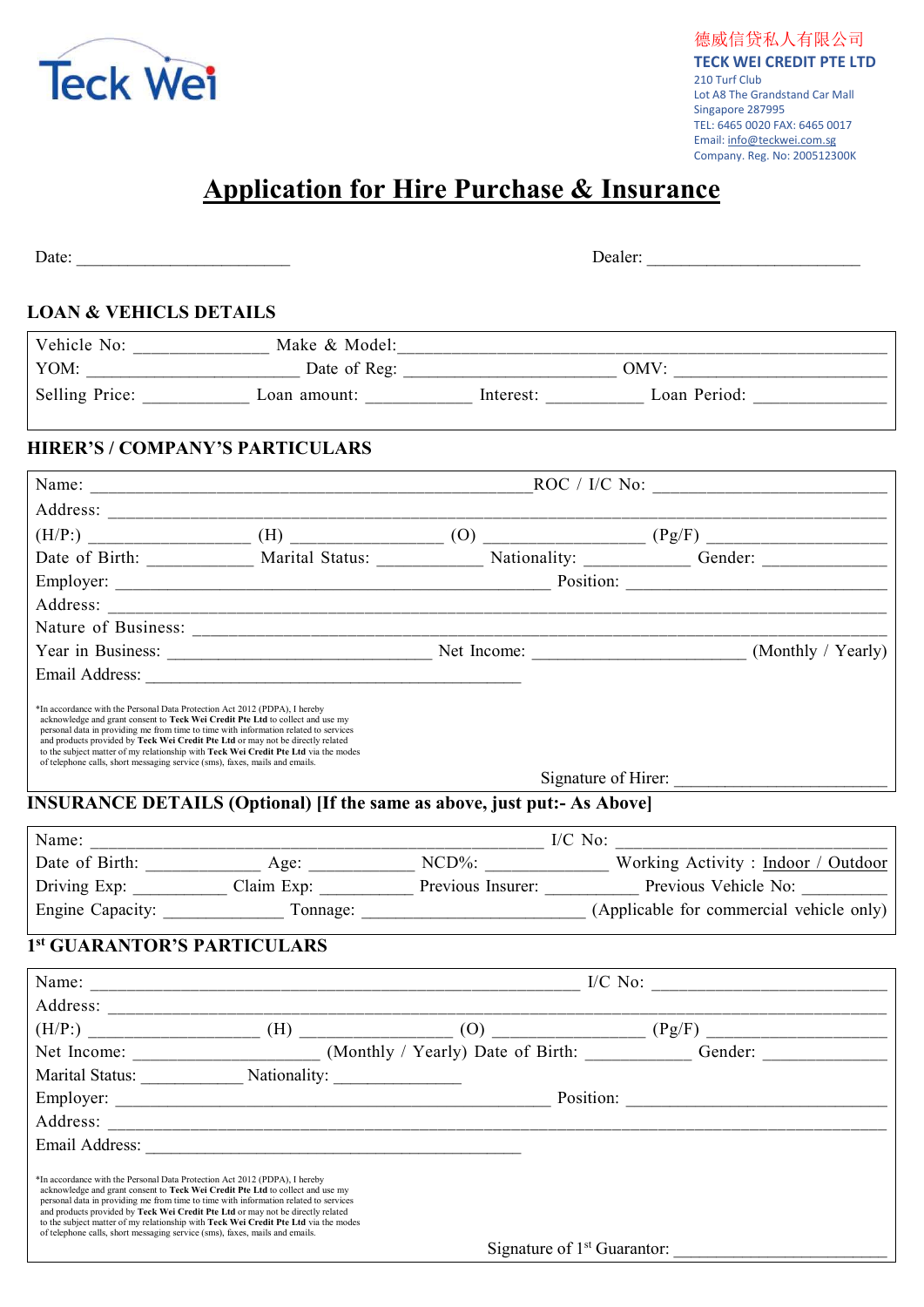Teck Wei

德威信贷私人有限公司
**TECK WEI CREDIT PTE LTD**
210 Turf Club
Lot A8 The Grandstand Car Mall
Singapore 287995
TEL: 6465 0020 FAX: 6465 0017
Email: info@teckwei.com.sg
Company. Reg. No: 200512300K

# Application for Hire Purchase & Insurance

Date: ________________________ Dealer: ________________________

## LOAN & VEHICLS DETAILS

Vehicle No: ______________ Make & Model: ________________________________________________
YOM: ______________________ Date of Reg: ______________________ OMV: ______________________
Selling Price: ___________ Loan amount: ___________ Interest: __________ Loan Period: ______________

## HIRER'S / COMPANY'S PARTICULARS

Name: ________________________________________________ ROC / I/C No: __________________________
Address: ________________________________________________________________________________
(H/P:) ________________ (H) _______________ (O) ________________ (Pg/F) __________________
Date of Birth: ___________ Marital Status: ___________ Nationality: ___________ Gender: _____________
Employer: ________________________________________________ Position: ____________________________
Address: ________________________________________________________________________________
Nature of Business: _____________________________________________________________________
Year in Business: _____________________________ Net Income: _______________________ (Monthly / Yearly)
Email Address: __________________________________________

*In accordance with the Personal Data Protection Act 2012 (PDPA), I hereby acknowledge and grant consent to **Teck Wei Credit Pte Ltd** to collect and use my personal data in providing me from time to time with information related to services and products provided by **Teck Wei Credit Pte Ltd** or may not be directly related to the subject matter of my relationship with **Teck Wei Credit Pte Ltd** via the modes of telephone calls, short messaging service (sms), faxes, mails and emails.

Signature of Hirer: ________________________

## INSURANCE DETAILS (Optional) [If the same as above, just put:- As Above]

Name: ________________________________________________ I/C No: ______________________________
Date of Birth: ____________ Age: ___________ NCD%: _____________ Working Activity : Indoor / Outdoor
Driving Exp: __________ Claim Exp: __________ Previous Insurer: __________ Previous Vehicle No: _________
Engine Capacity: _____________ Tonnage: _________________________ (Applicable for commercial vehicle only)

## 1st GUARANTOR'S PARTICULARS

Name: ____________________________________________________ I/C No: __________________________
Address: ________________________________________________________________________________
(H/P:) __________________ (H) __________________ (O) __________________ (Pg/F) __________________
Net Income: ____________________ (Monthly / Yearly) Date of Birth: ___________ Gender: _____________
Marital Status: ___________ Nationality: ______________
Employer: ________________________________________________ Position: ____________________________
Address: ________________________________________________________________________________
Email Address: __________________________________________

*In accordance with the Personal Data Protection Act 2012 (PDPA), I hereby acknowledge and grant consent to **Teck Wei Credit Pte Ltd** to collect and use my personal data in providing me from time to time with information related to services and products provided by **Teck Wei Credit Pte Ltd** or may not be directly related to the subject matter of my relationship with **Teck Wei Credit Pte Ltd** via the modes of telephone calls, short messaging service (sms), faxes, mails and emails.

Signature of 1st Guarantor: ________________________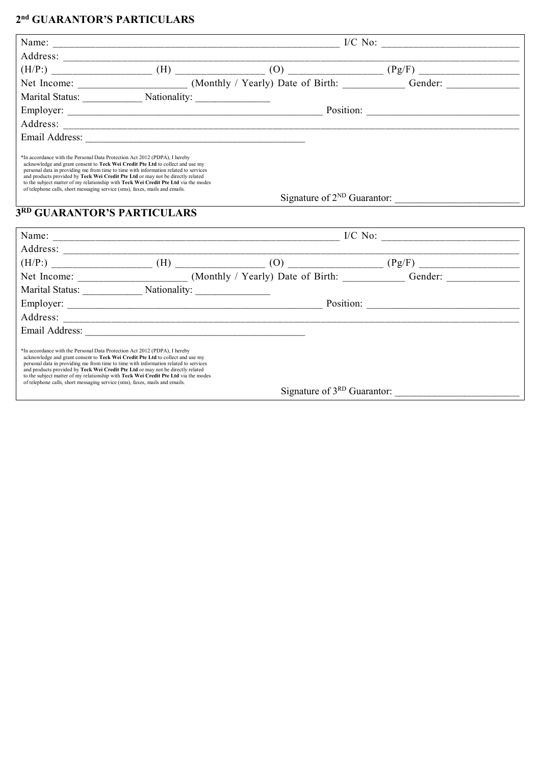## 2nd GUARANTOR'S PARTICULARS

Name: ______________________________________________________ I/C No: __________________________

Address: ______________________________________________________________________________________

(H/P:) __________________ (H) ________________ (O) _________________ (Pg/F) __________________

Net Income: ____________________ (Monthly / Yearly) Date of Birth: ___________ Gender: _____________

Marital Status: ___________ Nationality: ______________

Employer: _________________________________________________ Position: ____________________________

Address: ______________________________________________________________________________________

Email Address: ___________________________________________

*In accordance with the Personal Data Protection Act 2012 (PDPA), I hereby acknowledge and grant consent to **Teck Wei Credit Pte Ltd** to collect and use my personal data in providing me from time to time with information related to services and products provided by **Teck Wei Credit Pte Ltd** or may not be directly related to the subject matter of my relationship with **Teck Wei Credit Pte Ltd** via the modes of telephone calls, short messaging service (sms), faxes, mails and emails.

Signature of 2ND Guarantor: ________________________

## 3RD GUARANTOR'S PARTICULARS

Name: ______________________________________________________ I/C No: __________________________

Address: ______________________________________________________________________________________

(H/P:) __________________ (H) ________________ (O) _________________ (Pg/F) __________________

Net Income: ____________________ (Monthly / Yearly) Date of Birth: ___________ Gender: _____________

Marital Status: ___________ Nationality: ______________

Employer: _________________________________________________ Position: ____________________________

Address: ______________________________________________________________________________________

Email Address: ___________________________________________

*In accordance with the Personal Data Protection Act 2012 (PDPA), I hereby acknowledge and grant consent to **Teck Wei Credit Pte Ltd** to collect and use my personal data in providing me from time to time with information related to services and products provided by **Teck Wei Credit Pte Ltd** or may not be directly related to the subject matter of my relationship with **Teck Wei Credit Pte Ltd** via the modes of telephone calls, short messaging service (sms), faxes, mails and emails.

Signature of 3RD Guarantor: ________________________